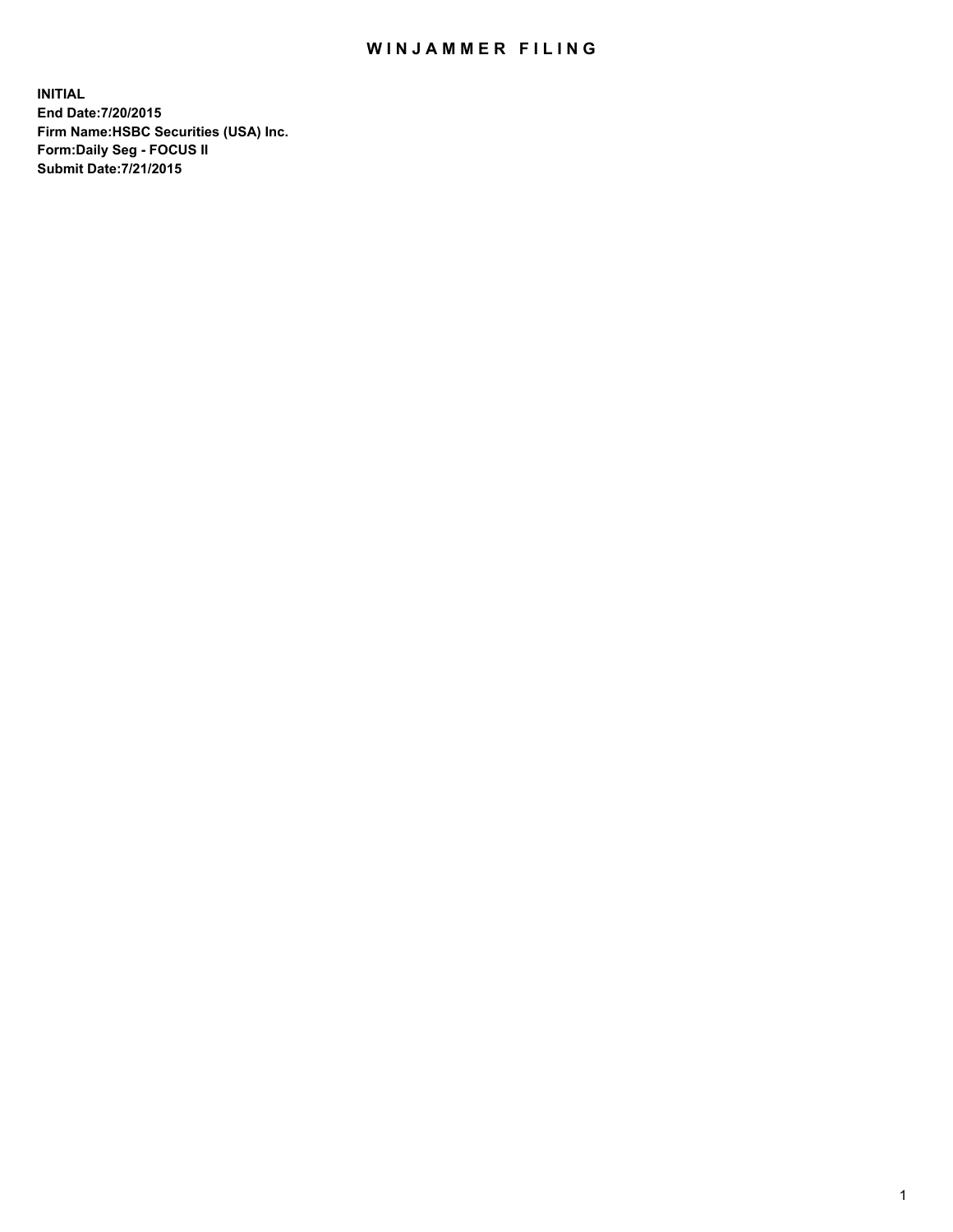# WINJAMMER FILING

**INITIAL**
**End Date:7/20/2015**
**Firm Name:HSBC Securities (USA) Inc.**
**Form:Daily Seg - FOCUS II**
**Submit Date:7/21/2015**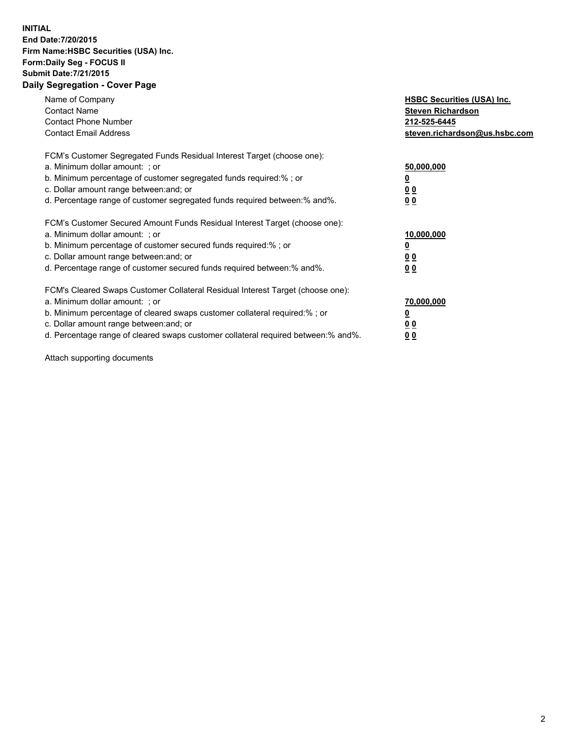**INITIAL**
**End Date:7/20/2015**
**Firm Name:HSBC Securities (USA) Inc.**
**Form:Daily Seg - FOCUS II**
**Submit Date:7/21/2015**

## Daily Segregation - Cover Page

| | |
|---|---|
| Name of Company | **HSBC Securities (USA) Inc.** |
| Contact Name | **Steven Richardson** |
| Contact Phone Number | **212-525-6445** |
| Contact Email Address | **steven.richardson@us.hsbc.com** |

| | |
|---|---|
| FCM's Customer Segregated Funds Residual Interest Target (choose one): | |
| a. Minimum dollar amount: ; or | **50,000,000** |
| b. Minimum percentage of customer segregated funds required:% ; or | **0** |
| c. Dollar amount range between:and; or | **0 0** |
| d. Percentage range of customer segregated funds required between:% and%. | **0 0** |
| FCM's Customer Secured Amount Funds Residual Interest Target (choose one): | |
| a. Minimum dollar amount: ; or | **10,000,000** |
| b. Minimum percentage of customer secured funds required:% ; or | **0** |
| c. Dollar amount range between:and; or | **0 0** |
| d. Percentage range of customer secured funds required between:% and%. | **0 0** |
| FCM's Cleared Swaps Customer Collateral Residual Interest Target (choose one): | |
| a. Minimum dollar amount: ; or | **70,000,000** |
| b. Minimum percentage of cleared swaps customer collateral required:% ; or | **0** |
| c. Dollar amount range between:and; or | **0 0** |
| d. Percentage range of cleared swaps customer collateral required between:% and%. | **0 0** |

Attach supporting documents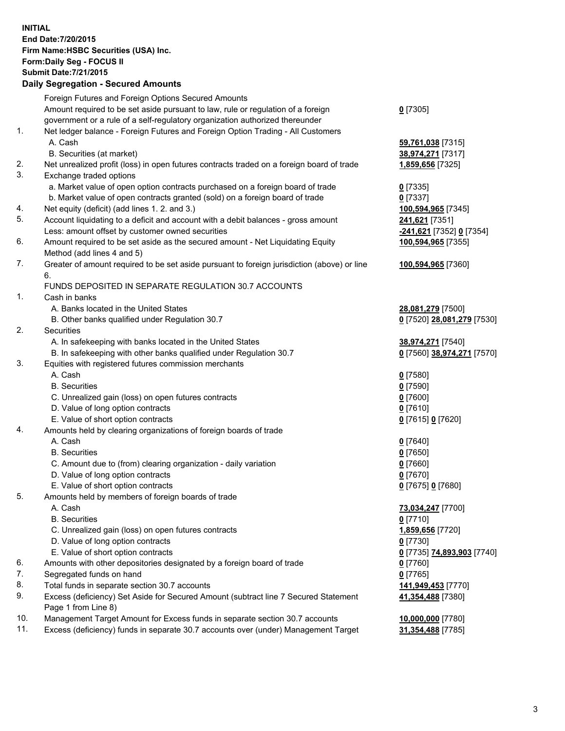**INITIAL**
**End Date:7/20/2015**
**Firm Name:HSBC Securities (USA) Inc.**
**Form:Daily Seg - FOCUS II**
**Submit Date:7/21/2015**

## Daily Segregation - Secured Amounts

| | | |
|---|---|---|
| | Foreign Futures and Foreign Options Secured Amounts | |
| | Amount required to be set aside pursuant to law, rule or regulation of a foreign government or a rule of a self-regulatory organization authorized thereunder | **0** [7305] |
| 1. | Net ledger balance - Foreign Futures and Foreign Option Trading - All Customers | |
| | A. Cash | **59,761,038** [7315] |
| | B. Securities (at market) | **38,974,271** [7317] |
| 2. | Net unrealized profit (loss) in open futures contracts traded on a foreign board of trade | **1,859,656** [7325] |
| 3. | Exchange traded options | |
| | a. Market value of open option contracts purchased on a foreign board of trade | **0** [7335] |
| | b. Market value of open contracts granted (sold) on a foreign board of trade | **0** [7337] |
| 4. | Net equity (deficit) (add lines 1. 2. and 3.) | **100,594,965** [7345] |
| 5. | Account liquidating to a deficit and account with a debit balances - gross amount | **241,621** [7351] |
| | Less: amount offset by customer owned securities | **-241,621** [7352] **0** [7354] |
| 6. | Amount required to be set aside as the secured amount - Net Liquidating Equity Method (add lines 4 and 5) | **100,594,965** [7355] |
| 7. | Greater of amount required to be set aside pursuant to foreign jurisdiction (above) or line 6. | **100,594,965** [7360] |
| | FUNDS DEPOSITED IN SEPARATE REGULATION 30.7 ACCOUNTS | |
| 1. | Cash in banks | |
| | A. Banks located in the United States | **28,081,279** [7500] |
| | B. Other banks qualified under Regulation 30.7 | **0** [7520] **28,081,279** [7530] |
| 2. | Securities | |
| | A. In safekeeping with banks located in the United States | **38,974,271** [7540] |
| | B. In safekeeping with other banks qualified under Regulation 30.7 | **0** [7560] **38,974,271** [7570] |
| 3. | Equities with registered futures commission merchants | |
| | A. Cash | **0** [7580] |
| | B. Securities | **0** [7590] |
| | C. Unrealized gain (loss) on open futures contracts | **0** [7600] |
| | D. Value of long option contracts | **0** [7610] |
| | E. Value of short option contracts | **0** [7615] **0** [7620] |
| 4. | Amounts held by clearing organizations of foreign boards of trade | |
| | A. Cash | **0** [7640] |
| | B. Securities | **0** [7650] |
| | C. Amount due to (from) clearing organization - daily variation | **0** [7660] |
| | D. Value of long option contracts | **0** [7670] |
| | E. Value of short option contracts | **0** [7675] **0** [7680] |
| 5. | Amounts held by members of foreign boards of trade | |
| | A. Cash | **73,034,247** [7700] |
| | B. Securities | **0** [7710] |
| | C. Unrealized gain (loss) on open futures contracts | **1,859,656** [7720] |
| | D. Value of long option contracts | **0** [7730] |
| | E. Value of short option contracts | **0** [7735] **74,893,903** [7740] |
| 6. | Amounts with other depositories designated by a foreign board of trade | **0** [7760] |
| 7. | Segregated funds on hand | **0** [7765] |
| 8. | Total funds in separate section 30.7 accounts | **141,949,453** [7770] |
| 9. | Excess (deficiency) Set Aside for Secured Amount (subtract line 7 Secured Statement Page 1 from Line 8) | **41,354,488** [7380] |
| 10. | Management Target Amount for Excess funds in separate section 30.7 accounts | **10,000,000** [7780] |
| 11. | Excess (deficiency) funds in separate 30.7 accounts over (under) Management Target | **31,354,488** [7785] |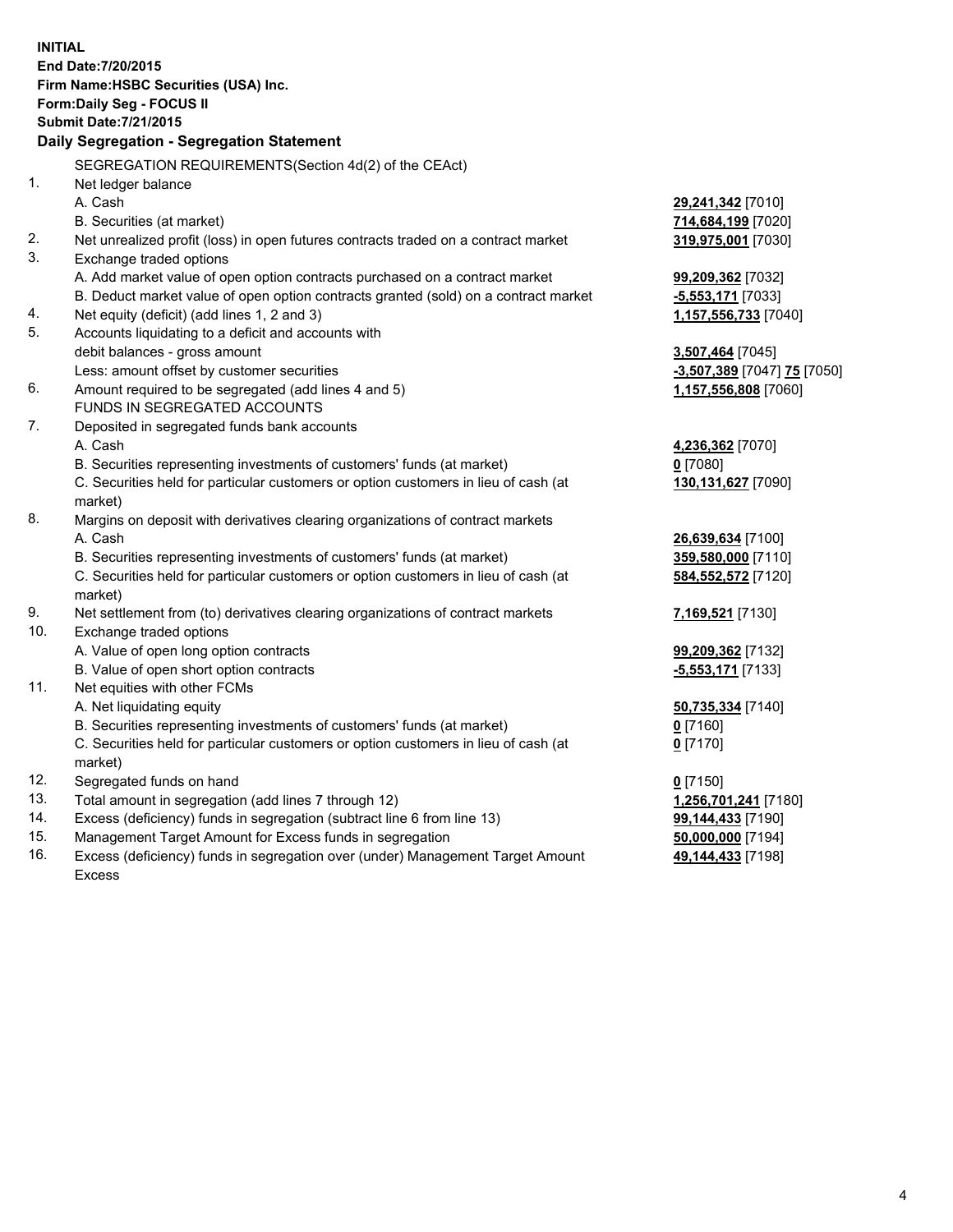**INITIAL**
**End Date:7/20/2015**
**Firm Name:HSBC Securities (USA) Inc.**
**Form:Daily Seg - FOCUS II**
**Submit Date:7/21/2015**

## Daily Segregation - Segregation Statement

SEGREGATION REQUIREMENTS(Section 4d(2) of the CEAct)

| | | |
|---|---|---|
| 1. | Net ledger balance | |
| | A. Cash | **29,241,342** [7010] |
| | B. Securities (at market) | **714,684,199** [7020] |
| 2. | Net unrealized profit (loss) in open futures contracts traded on a contract market | **319,975,001** [7030] |
| 3. | Exchange traded options | |
| | A. Add market value of open option contracts purchased on a contract market | **99,209,362** [7032] |
| | B. Deduct market value of open option contracts granted (sold) on a contract market | **-5,553,171** [7033] |
| 4. | Net equity (deficit) (add lines 1, 2 and 3) | **1,157,556,733** [7040] |
| 5. | Accounts liquidating to a deficit and accounts with | |
| | debit balances - gross amount | **3,507,464** [7045] |
| | Less: amount offset by customer securities | **-3,507,389** [7047] **75** [7050] |
| 6. | Amount required to be segregated (add lines 4 and 5) | **1,157,556,808** [7060] |
| | FUNDS IN SEGREGATED ACCOUNTS | |
| 7. | Deposited in segregated funds bank accounts | |
| | A. Cash | **4,236,362** [7070] |
| | B. Securities representing investments of customers' funds (at market) | **0** [7080] |
| | C. Securities held for particular customers or option customers in lieu of cash (at market) | **130,131,627** [7090] |
| 8. | Margins on deposit with derivatives clearing organizations of contract markets | |
| | A. Cash | **26,639,634** [7100] |
| | B. Securities representing investments of customers' funds (at market) | **359,580,000** [7110] |
| | C. Securities held for particular customers or option customers in lieu of cash (at market) | **584,552,572** [7120] |
| 9. | Net settlement from (to) derivatives clearing organizations of contract markets | **7,169,521** [7130] |
| 10. | Exchange traded options | |
| | A. Value of open long option contracts | **99,209,362** [7132] |
| | B. Value of open short option contracts | **-5,553,171** [7133] |
| 11. | Net equities with other FCMs | |
| | A. Net liquidating equity | **50,735,334** [7140] |
| | B. Securities representing investments of customers' funds (at market) | **0** [7160] |
| | C. Securities held for particular customers or option customers in lieu of cash (at market) | **0** [7170] |
| 12. | Segregated funds on hand | **0** [7150] |
| 13. | Total amount in segregation (add lines 7 through 12) | **1,256,701,241** [7180] |
| 14. | Excess (deficiency) funds in segregation (subtract line 6 from line 13) | **99,144,433** [7190] |
| 15. | Management Target Amount for Excess funds in segregation | **50,000,000** [7194] |
| 16. | Excess (deficiency) funds in segregation over (under) Management Target Amount Excess | **49,144,433** [7198] |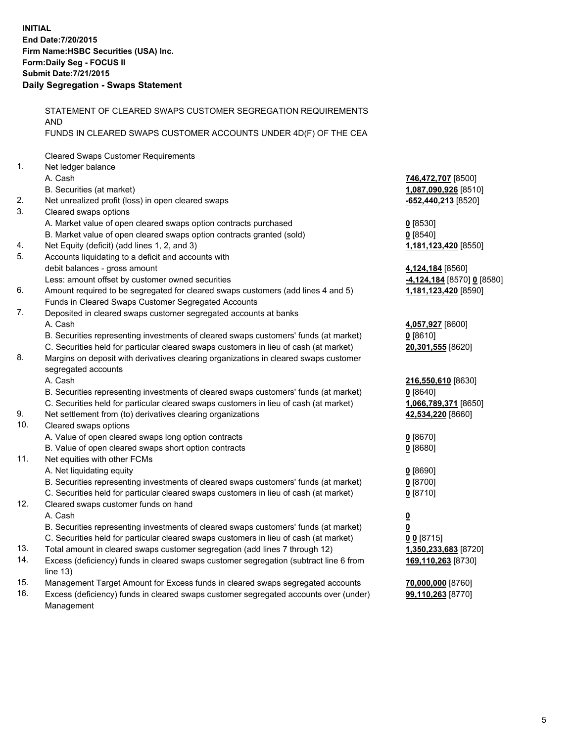**INITIAL**
**End Date:7/20/2015**
**Firm Name:HSBC Securities (USA) Inc.**
**Form:Daily Seg - FOCUS II**
**Submit Date:7/21/2015**
**Daily Segregation - Swaps Statement**

STATEMENT OF CLEARED SWAPS CUSTOMER SEGREGATION REQUIREMENTS AND FUNDS IN CLEARED SWAPS CUSTOMER ACCOUNTS UNDER 4D(F) OF THE CEA

| | | |
|---|---|---|
| | Cleared Swaps Customer Requirements | |
| 1. | Net ledger balance | |
| | A. Cash | **746,472,707** [8500] |
| | B. Securities (at market) | **1,087,090,926** [8510] |
| 2. | Net unrealized profit (loss) in open cleared swaps | **-652,440,213** [8520] |
| 3. | Cleared swaps options | |
| | A. Market value of open cleared swaps option contracts purchased | **0** [8530] |
| | B. Market value of open cleared swaps option contracts granted (sold) | **0** [8540] |
| 4. | Net Equity (deficit) (add lines 1, 2, and 3) | **1,181,123,420** [8550] |
| 5. | Accounts liquidating to a deficit and accounts with debit balances - gross amount | **4,124,184** [8560] |
| | Less: amount offset by customer owned securities | **-4,124,184** [8570] **0** [8580] |
| 6. | Amount required to be segregated for cleared swaps customers (add lines 4 and 5) | **1,181,123,420** [8590] |
| | Funds in Cleared Swaps Customer Segregated Accounts | |
| 7. | Deposited in cleared swaps customer segregated accounts at banks | |
| | A. Cash | **4,057,927** [8600] |
| | B. Securities representing investments of cleared swaps customers' funds (at market) | **0** [8610] |
| | C. Securities held for particular cleared swaps customers in lieu of cash (at market) | **20,301,555** [8620] |
| 8. | Margins on deposit with derivatives clearing organizations in cleared swaps customer segregated accounts | |
| | A. Cash | **216,550,610** [8630] |
| | B. Securities representing investments of cleared swaps customers' funds (at market) | **0** [8640] |
| | C. Securities held for particular cleared swaps customers in lieu of cash (at market) | **1,066,789,371** [8650] |
| 9. | Net settlement from (to) derivatives clearing organizations | **42,534,220** [8660] |
| 10. | Cleared swaps options | |
| | A. Value of open cleared swaps long option contracts | **0** [8670] |
| | B. Value of open cleared swaps short option contracts | **0** [8680] |
| 11. | Net equities with other FCMs | |
| | A. Net liquidating equity | **0** [8690] |
| | B. Securities representing investments of cleared swaps customers' funds (at market) | **0** [8700] |
| | C. Securities held for particular cleared swaps customers in lieu of cash (at market) | **0** [8710] |
| 12. | Cleared swaps customer funds on hand | |
| | A. Cash | **0** |
| | B. Securities representing investments of cleared swaps customers' funds (at market) | **0** |
| | C. Securities held for particular cleared swaps customers in lieu of cash (at market) | **0** **0** [8715] |
| 13. | Total amount in cleared swaps customer segregation (add lines 7 through 12) | **1,350,233,683** [8720] |
| 14. | Excess (deficiency) funds in cleared swaps customer segregation (subtract line 6 from line 13) | **169,110,263** [8730] |
| 15. | Management Target Amount for Excess funds in cleared swaps segregated accounts | **70,000,000** [8760] |
| 16. | Excess (deficiency) funds in cleared swaps customer segregated accounts over (under) Management | **99,110,263** [8770] |